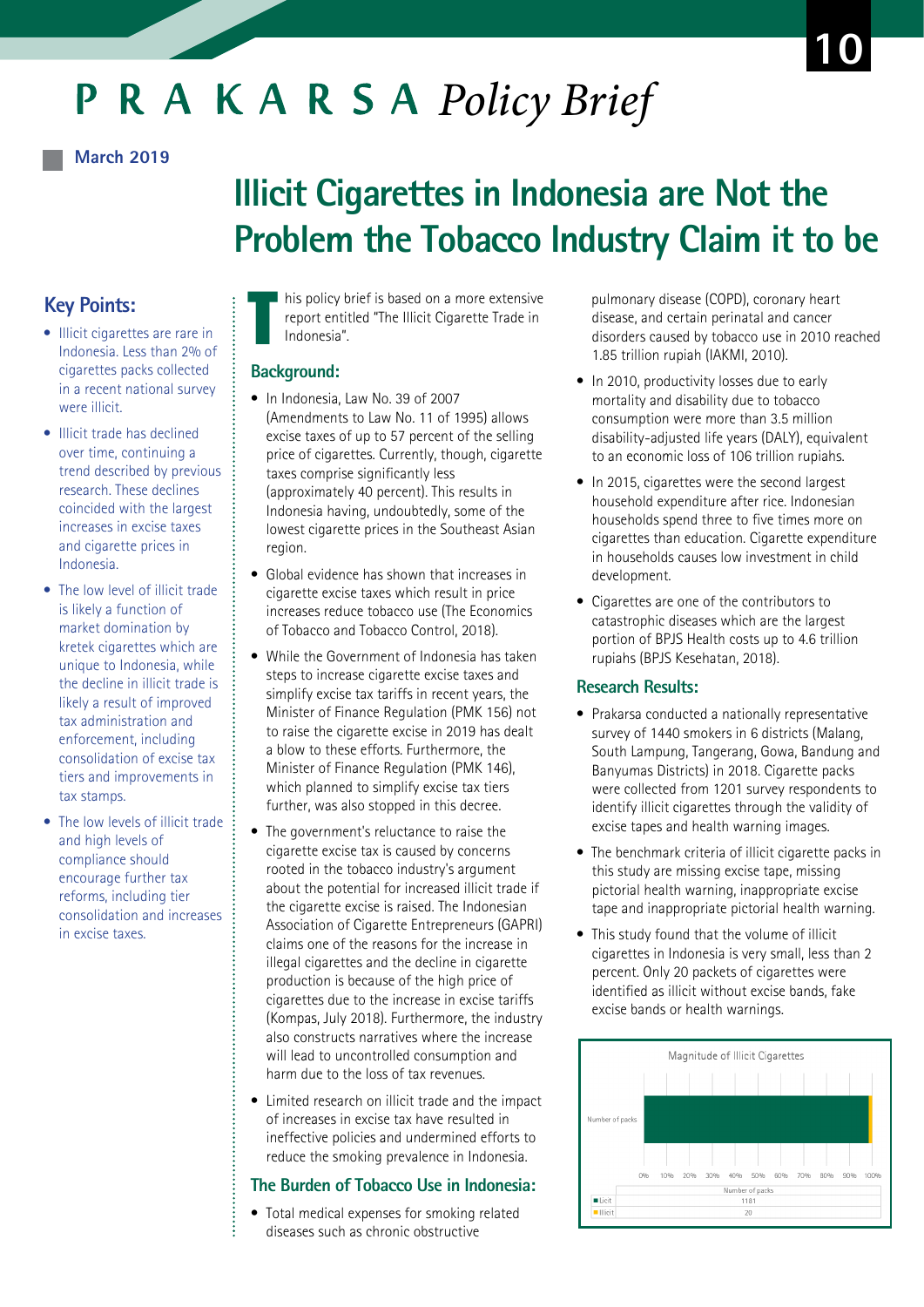# PRAKARSA *Policy Brief*

March 2019

# Illicit Cigarettes in Indonesia are Not the Problem the Tobacco Industry Claim it to be

## Key Points:

- Illicit cigarettes are rare in Indonesia. Less than 2% of cigarettes packs collected in a recent national survey were illicit.
- Illicit trade has declined over time, continuing a trend described by previous research. These declines coincided with the largest increases in excise taxes and cigarette prices in Indonesia.
- The low level of illicit trade is likely a function of market domination by kretek cigarettes which are unique to Indonesia, while the decline in illicit trade is likely a result of improved tax administration and enforcement, including consolidation of excise tax tiers and improvements in tax stamps.
- The low levels of illicit trade and high levels of compliance should encourage further tax reforms, including tier consolidation and increases in excise taxes.

This policy brief is based on a more extensive report entitled "The Illicit Cigarette Trade in Indonesia".

## Background:

- In Indonesia, Law No. 39 of 2007 (Amendments to Law No. 11 of 1995) allows excise taxes of up to 57 percent of the selling price of cigarettes. Currently, though, cigarette taxes comprise significantly less (approximately 40 percent). This results in Indonesia having, undoubtedly, some of the lowest cigarette prices in the Southeast Asian region.
- Global evidence has shown that increases in cigarette excise taxes which result in price increases reduce tobacco use (The Economics of Tobacco and Tobacco Control, 2018).
- While the Government of Indonesia has taken steps to increase cigarette excise taxes and simplify excise tax tariffs in recent years, the Minister of Finance Regulation (PMK 156) not to raise the cigarette excise in 2019 has dealt a blow to these efforts. Furthermore, the Minister of Finance Regulation (PMK 146), which planned to simplify excise tax tiers further, was also stopped in this decree.
- The government's reluctance to raise the cigarette excise tax is caused by concerns rooted in the tobacco industry's argument about the potential for increased illicit trade if the cigarette excise is raised. The Indonesian Association of Cigarette Entrepreneurs (GAPRI) claims one of the reasons for the increase in illegal cigarettes and the decline in cigarette production is because of the high price of cigarettes due to the increase in excise tariffs (Kompas, July 2018). Furthermore, the industry also constructs narratives where the increase will lead to uncontrolled consumption and harm due to the loss of tax revenues.
- Limited research on illicit trade and the impact of increases in excise tax have resulted in ineffective policies and undermined efforts to reduce the smoking prevalence in Indonesia.

## The Burden of Tobacco Use in Indonesia:

- Total medical expenses for smoking related diseases such as chronic obstructive pulmonary disease (COPD), coronary heart disease, and certain perinatal and cancer disorders caused by tobacco use in 2010 reached 1.85 trillion rupiah (IAKMI, 2010).
- In 2010, productivity losses due to early mortality and disability due to tobacco consumption were more than 3.5 million disability-adjusted life years (DALY), equivalent to an economic loss of 106 trillion rupiahs.
- In 2015, cigarettes were the second largest household expenditure after rice. Indonesian households spend three to five times more on cigarettes than education. Cigarette expenditure in households causes low investment in child development.
- Cigarettes are one of the contributors to catastrophic diseases which are the largest portion of BPJS Health costs up to 4.6 trillion rupiahs (BPJS Kesehatan, 2018).

## Research Results:

- Prakarsa conducted a nationally representative survey of 1440 smokers in 6 districts (Malang, South Lampung, Tangerang, Gowa, Bandung and Banyumas Districts) in 2018. Cigarette packs were collected from 1201 survey respondents to identify illicit cigarettes through the validity of excise tapes and health warning images.
- The benchmark criteria of illicit cigarette packs in this study are missing excise tape, missing pictorial health warning, inappropriate excise tape and inappropriate pictorial health warning.
- This study found that the volume of illicit cigarettes in Indonesia is very small, less than 2 percent. Only 20 packets of cigarettes were identified as illicit without excise bands, fake excise bands or health warnings.

Magnitude of Illicit Cigarettes

| | Number of packs |
|---|---|
| Licit | 1181 |
| Illicit | 20 |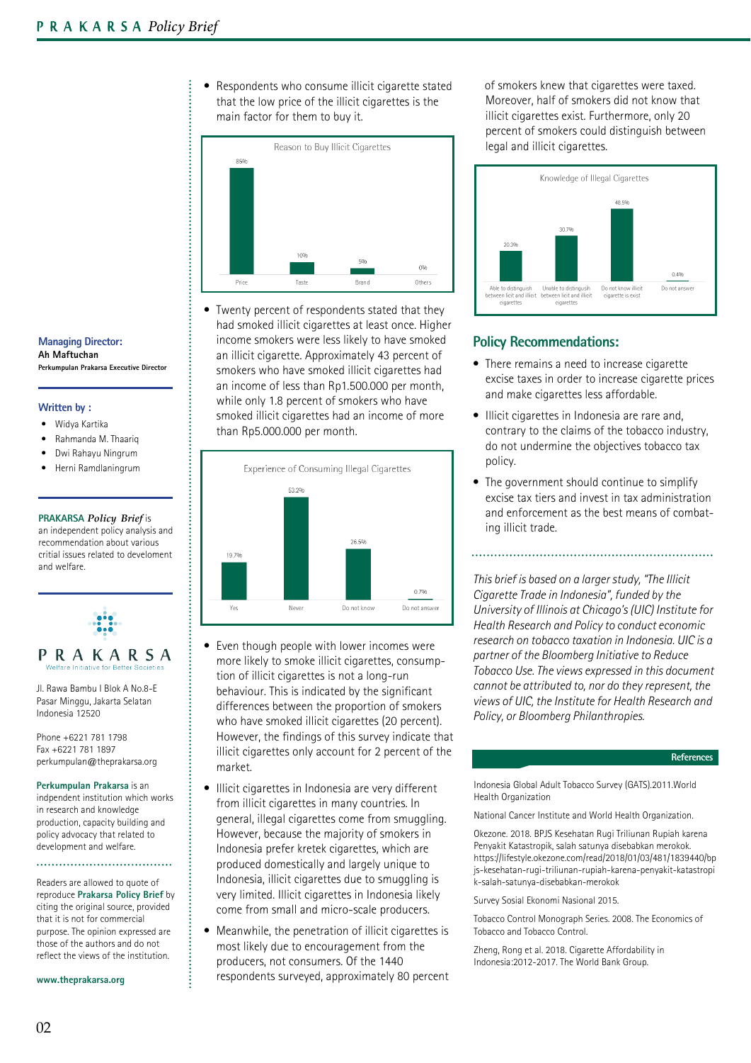- Respondents who consume illicit cigarette stated that the low price of the illicit cigarettes is the main factor for them to buy it.

Reason to Buy Illicit Cigarettes

85%
10%
5%
0%

Price
Taste
Brand
Others

- Twenty percent of respondents stated that they had smoked illicit cigarettes at least once. Higher income smokers were less likely to have smoked an illicit cigarette. Approximately 43 percent of smokers who have smoked illicit cigarettes had an income of less than Rp1.500.000 per month, while only 1.8 percent of smokers who have smoked illicit cigarettes had an income of more than Rp5.000.000 per month.

Experience of Consuming Illegal Cigarettes

19.7%
53.2%
26.5%
0.7%

Yes
Never
Do not know
Do not answer

- Even though people with lower incomes were more likely to smoke illicit cigarettes, consumption of illicit cigarettes is not a long-run behaviour. This is indicated by the significant differences between the proportion of smokers who have smoked illicit cigarettes (20 percent). However, the findings of this survey indicate that illicit cigarettes only account for 2 percent of the market.
- Illicit cigarettes in Indonesia are very different from illicit cigarettes in many countries. In general, illegal cigarettes come from smuggling. However, because the majority of smokers in Indonesia prefer kretek cigarettes, which are produced domestically and largely unique to Indonesia, illicit cigarettes due to smuggling is very limited. Illicit cigarettes in Indonesia likely come from small and micro-scale producers.
- Meanwhile, the penetration of illicit cigarettes is most likely due to encouragement from the producers, not consumers. Of the 1440 respondents surveyed, approximately 80 percent of smokers knew that cigarettes were taxed. Moreover, half of smokers did not know that illicit cigarettes exist. Furthermore, only 20 percent of smokers could distinguish between legal and illicit cigarettes.

Knowledge of Illegal Cigarettes

20.3%
30.7%
48.5%
0.4%

Able to distinguish between licit and illicit cigarettes
Unable to distinguish between licit and illicit cigarettes
Do not know illicit cigarette is exist
Do not answer

## Policy Recommendations:

- There remains a need to increase cigarette excise taxes in order to increase cigarette prices and make cigarettes less affordable.
- Illicit cigarettes in Indonesia are rare and, contrary to the claims of the tobacco industry, do not undermine the objectives tobacco tax policy.
- The government should continue to simplify excise tax tiers and invest in tax administration and enforcement as the best means of combating illicit trade.

*This brief is based on a larger study, "The Illicit Cigarette Trade in Indonesia", funded by the University of Illinois at Chicago's (UIC) Institute for Health Research and Policy to conduct economic research on tobacco taxation in Indonesia. UIC is a partner of the Bloomberg Initiative to Reduce Tobacco Use. The views expressed in this document cannot be attributed to, nor do they represent, the views of UIC, the Institute for Health Research and Policy, or Bloomberg Philanthropies.*

### References

Indonesia Global Adult Tobacco Survey (GATS).2011.World Health Organization

National Cancer Institute and World Health Organization.

Okezone. 2018. BPJS Kesehatan Rugi Triliunan Rupiah karena Penyakit Katastropik, salah satunya disebabkan merokok. https://lifestyle.okezone.com/read/2018/01/03/481/1839440/bpjs-kesehatan-rugi-triliunan-rupiah-karena-penyakit-katastropik-salah-satunya-disebabkan-merokok

Survey Sosial Ekonomi Nasional 2015.

Tobacco Control Monograph Series. 2008. The Economics of Tobacco and Tobacco Control.

Zheng, Rong et al. 2018. Cigarette Affordability in Indonesia:2012-2017. The World Bank Group.

---

**Managing Director:**
**Ah Maftuchan**
**Perkumpulan Prakarsa Executive Director**

**Written by :**

- Widya Kartika
- Rahmanda M. Thaariq
- Dwi Rahayu Ningrum
- Herni Ramdlaningrum

**PRAKARSA *Policy Brief*** is an independent policy analysis and recommendation about various critial issues related to develoment and welfare.

PRAKARSA
Welfare Initiative for Better Societies

Jl. Rawa Bambu I Blok A No.8-E
Pasar Minggu, Jakarta Selatan
Indonesia 12520

Phone +6221 781 1798
Fax +6221 781 1897
perkumpulan@theprakarsa.org

**Perkumpulan Prakarsa** is an indpendent institution which works in research and knowledge production, capacity building and policy advocacy that related to development and welfare.

Readers are allowed to quote of reproduce **Prakarsa Policy Brief** by citing the original source, provided that it is not for commercial purpose. The opinion expressed are those of the authors and do not reflect the views of the institution.

**www.theprakarsa.org**